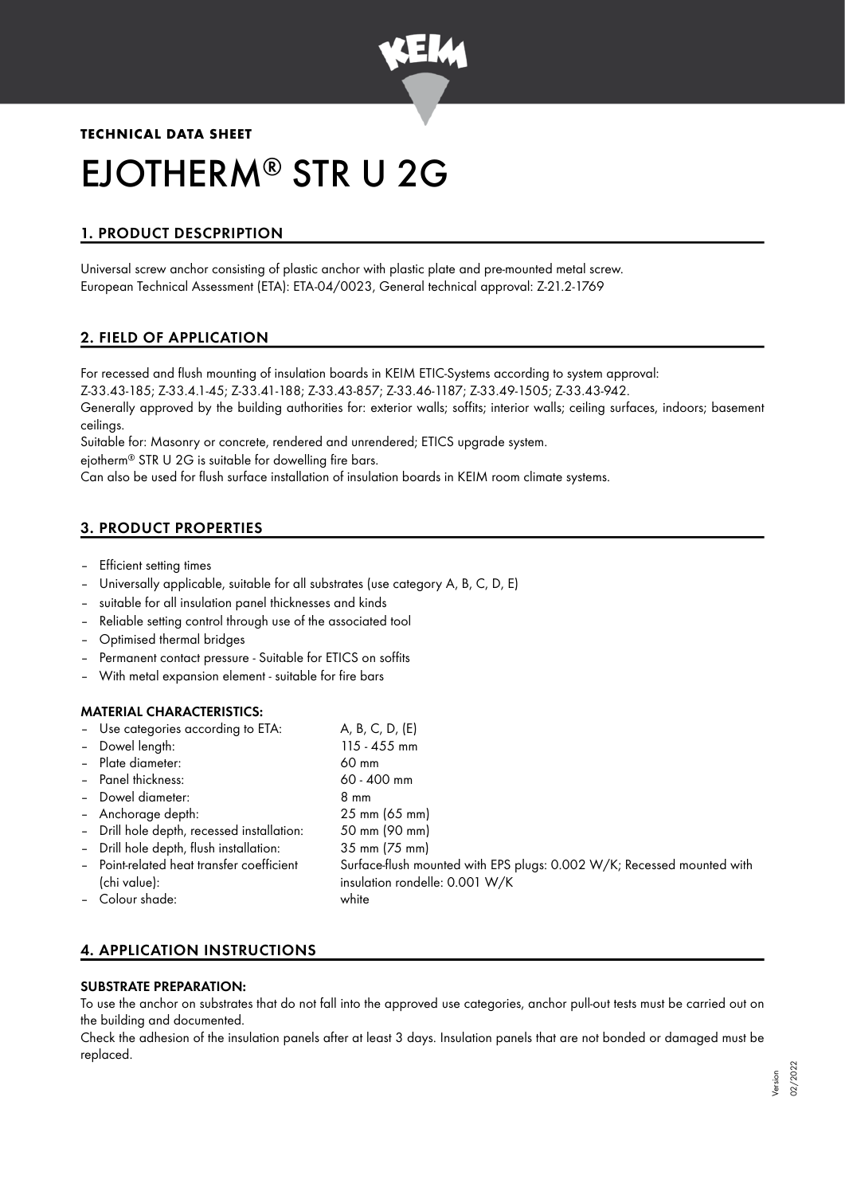**TECHNICAL DATA SHEET**

# EJOTHERM® STR U 2G

## 1. PRODUCT DESCPRIPTION

Universal screw anchor consisting of plastic anchor with plastic plate and pre-mounted metal screw.
European Technical Assessment (ETA): ETA-04/0023, General technical approval: Z-21.2-1769

## 2. FIELD OF APPLICATION

For recessed and flush mounting of insulation boards in KEIM ETIC-Systems according to system approval:
Z-33.43-185; Z-33.4.1-45; Z-33.41-188; Z-33.43-857; Z-33.46-1187; Z-33.49-1505; Z-33.43-942.
Generally approved by the building authorities for: exterior walls; soffits; interior walls; ceiling surfaces, indoors; basement ceilings.
Suitable for: Masonry or concrete, rendered and unrendered; ETICS upgrade system.
ejotherm® STR U 2G is suitable for dowelling fire bars.
Can also be used for flush surface installation of insulation boards in KEIM room climate systems.

## 3. PRODUCT PROPERTIES

- Efficient setting times
- Universally applicable, suitable for all substrates (use category A, B, C, D, E)
- suitable for all insulation panel thicknesses and kinds
- Reliable setting control through use of the associated tool
- Optimised thermal bridges
- Permanent contact pressure - Suitable for ETICS on soffits
- With metal expansion element - suitable for fire bars

### MATERIAL CHARACTERISTICS:

| | |
|---|---|
| Use categories according to ETA: | A, B, C, D, (E) |
| Dowel length: | 115 - 455 mm |
| Plate diameter: | 60 mm |
| Panel thickness: | 60 - 400 mm |
| Dowel diameter: | 8 mm |
| Anchorage depth: | 25 mm (65 mm) |
| Drill hole depth, recessed installation: | 50 mm (90 mm) |
| Drill hole depth, flush installation: | 35 mm (75 mm) |
| Point-related heat transfer coefficient (chi value): | Surface-flush mounted with EPS plugs: 0.002 W/K; Recessed mounted with insulation rondelle: 0.001 W/K |
| Colour shade: | white |

## 4. APPLICATION INSTRUCTIONS

### SUBSTRATE PREPARATION:

To use the anchor on substrates that do not fall into the approved use categories, anchor pull-out tests must be carried out on the building and documented.
Check the adhesion of the insulation panels after at least 3 days. Insulation panels that are not bonded or damaged must be replaced.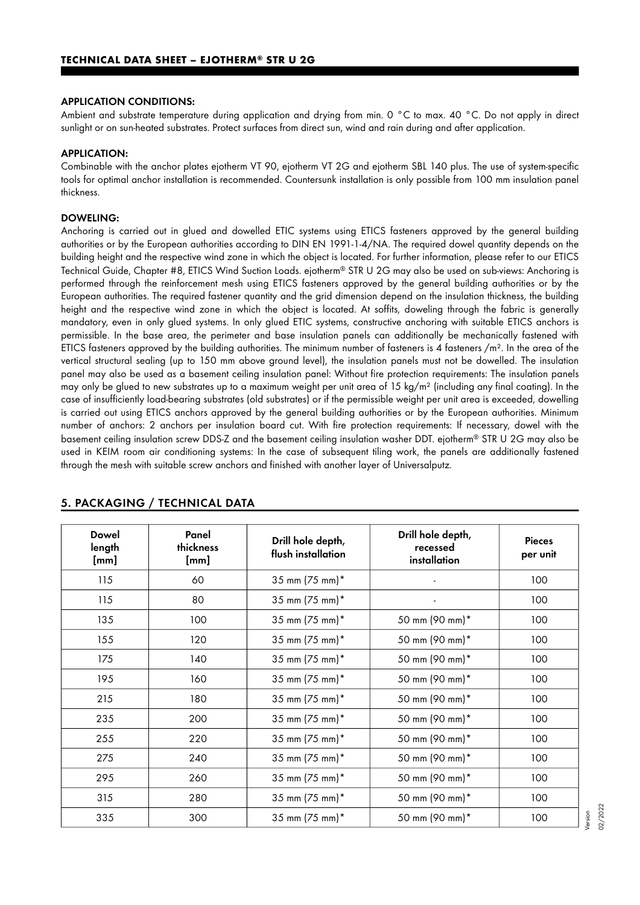## APPLICATION CONDITIONS:

Ambient and substrate temperature during application and drying from min. 0 °C to max. 40 °C. Do not apply in direct sunlight or on sun-heated substrates. Protect surfaces from direct sun, wind and rain during and after application.

## APPLICATION:

Combinable with the anchor plates ejotherm VT 90, ejotherm VT 2G and ejotherm SBL 140 plus. The use of system-specific tools for optimal anchor installation is recommended. Countersunk installation is only possible from 100 mm insulation panel thickness.

## DOWELING:

Anchoring is carried out in glued and dowelled ETIC systems using ETICS fasteners approved by the general building authorities or by the European authorities according to DIN EN 1991-1-4/NA. The required dowel quantity depends on the building height and the respective wind zone in which the object is located. For further information, please refer to our ETICS Technical Guide, Chapter #8, ETICS Wind Suction Loads. ejotherm® STR U 2G may also be used on sub-views: Anchoring is performed through the reinforcement mesh using ETICS fasteners approved by the general building authorities or by the European authorities. The required fastener quantity and the grid dimension depend on the insulation thickness, the building height and the respective wind zone in which the object is located. At soffits, doweling through the fabric is generally mandatory, even in only glued systems. In only glued ETIC systems, constructive anchoring with suitable ETICS anchors is permissible. In the base area, the perimeter and base insulation panels can additionally be mechanically fastened with ETICS fasteners approved by the building authorities. The minimum number of fasteners is 4 fasteners /m². In the area of the vertical structural sealing (up to 150 mm above ground level), the insulation panels must not be dowelled. The insulation panel may also be used as a basement ceiling insulation panel: Without fire protection requirements: The insulation panels may only be glued to new substrates up to a maximum weight per unit area of 15 kg/m² (including any final coating). In the case of insufficiently load-bearing substrates (old substrates) or if the permissible weight per unit area is exceeded, dowelling is carried out using ETICS anchors approved by the general building authorities or by the European authorities. Minimum number of anchors: 2 anchors per insulation board cut. With fire protection requirements: If necessary, dowel with the basement ceiling insulation screw DDS-Z and the basement ceiling insulation washer DDT. ejotherm® STR U 2G may also be used in KEIM room air conditioning systems: In the case of subsequent tiling work, the panels are additionally fastened through the mesh with suitable screw anchors and finished with another layer of Universalputz.

## 5. PACKAGING / TECHNICAL DATA

| Dowel length [mm] | Panel thickness [mm] | Drill hole depth, flush installation | Drill hole depth, recessed installation | Pieces per unit |
|---|---|---|---|---|
| 115 | 60 | 35 mm (75 mm)* | - | 100 |
| 115 | 80 | 35 mm (75 mm)* | - | 100 |
| 135 | 100 | 35 mm (75 mm)* | 50 mm (90 mm)* | 100 |
| 155 | 120 | 35 mm (75 mm)* | 50 mm (90 mm)* | 100 |
| 175 | 140 | 35 mm (75 mm)* | 50 mm (90 mm)* | 100 |
| 195 | 160 | 35 mm (75 mm)* | 50 mm (90 mm)* | 100 |
| 215 | 180 | 35 mm (75 mm)* | 50 mm (90 mm)* | 100 |
| 235 | 200 | 35 mm (75 mm)* | 50 mm (90 mm)* | 100 |
| 255 | 220 | 35 mm (75 mm)* | 50 mm (90 mm)* | 100 |
| 275 | 240 | 35 mm (75 mm)* | 50 mm (90 mm)* | 100 |
| 295 | 260 | 35 mm (75 mm)* | 50 mm (90 mm)* | 100 |
| 315 | 280 | 35 mm (75 mm)* | 50 mm (90 mm)* | 100 |
| 335 | 300 | 35 mm (75 mm)* | 50 mm (90 mm)* | 100 |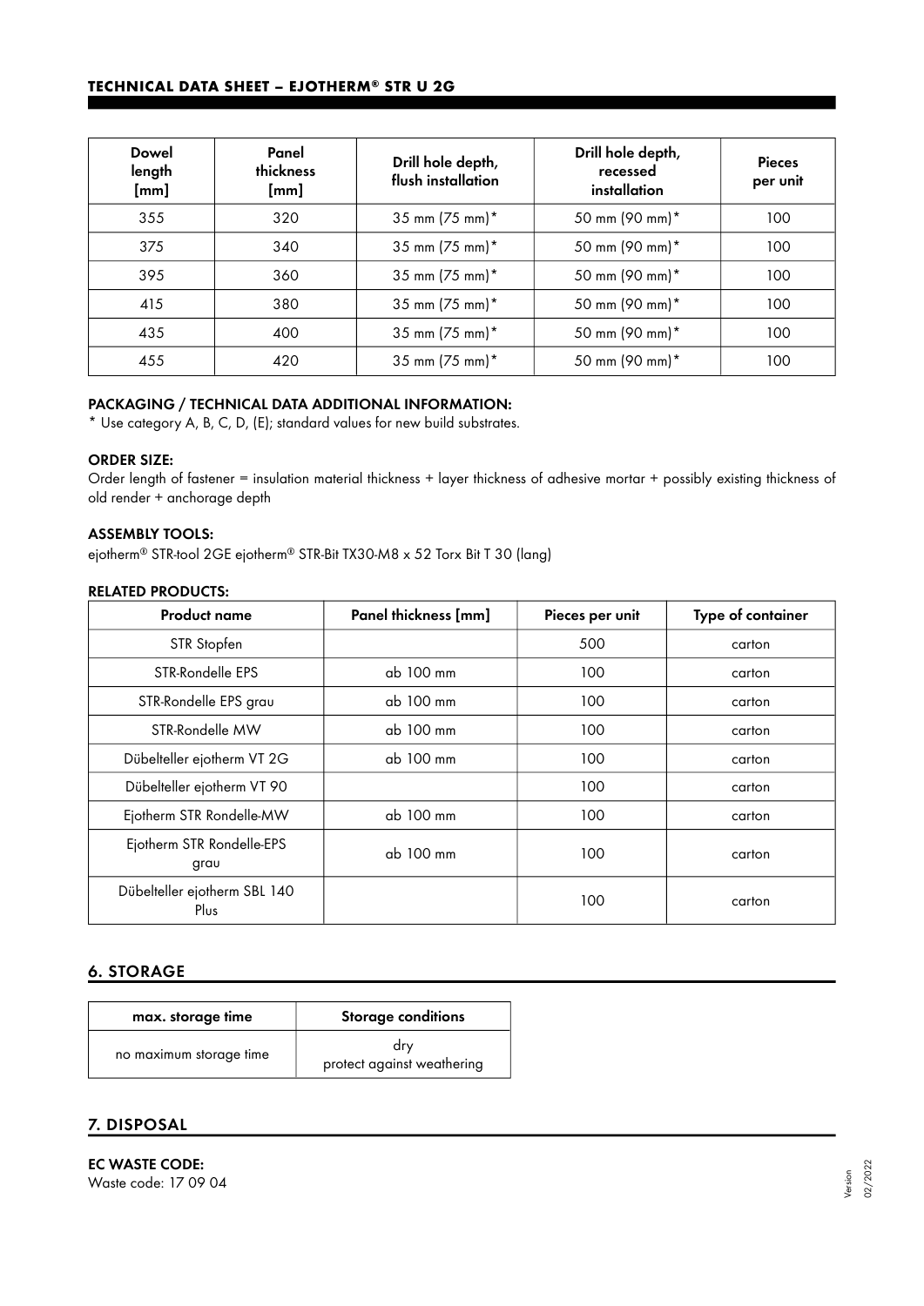| Dowel length [mm] | Panel thickness [mm] | Drill hole depth, flush installation | Drill hole depth, recessed installation | Pieces per unit |
|---|---|---|---|---|
| 355 | 320 | 35 mm (75 mm)* | 50 mm (90 mm)* | 100 |
| 375 | 340 | 35 mm (75 mm)* | 50 mm (90 mm)* | 100 |
| 395 | 360 | 35 mm (75 mm)* | 50 mm (90 mm)* | 100 |
| 415 | 380 | 35 mm (75 mm)* | 50 mm (90 mm)* | 100 |
| 435 | 400 | 35 mm (75 mm)* | 50 mm (90 mm)* | 100 |
| 455 | 420 | 35 mm (75 mm)* | 50 mm (90 mm)* | 100 |

**PACKAGING / TECHNICAL DATA ADDITIONAL INFORMATION:**

* Use category A, B, C, D, (E); standard values for new build substrates.

**ORDER SIZE:**

Order length of fastener = insulation material thickness + layer thickness of adhesive mortar + possibly existing thickness of old render + anchorage depth

**ASSEMBLY TOOLS:**

ejotherm® STR-tool 2GE ejotherm® STR-Bit TX30-M8 x 52 Torx Bit T 30 (lang)

**RELATED PRODUCTS:**

| Product name | Panel thickness [mm] | Pieces per unit | Type of container |
|---|---|---|---|
| STR Stopfen | | 500 | carton |
| STR-Rondelle EPS | ab 100 mm | 100 | carton |
| STR-Rondelle EPS grau | ab 100 mm | 100 | carton |
| STR-Rondelle MW | ab 100 mm | 100 | carton |
| Dübelteller ejotherm VT 2G | ab 100 mm | 100 | carton |
| Dübelteller ejotherm VT 90 | | 100 | carton |
| Ejotherm STR Rondelle-MW | ab 100 mm | 100 | carton |
| Ejotherm STR Rondelle-EPS grau | ab 100 mm | 100 | carton |
| Dübelteller ejotherm SBL 140 Plus | | 100 | carton |

## 6. STORAGE

| max. storage time | Storage conditions |
|---|---|
| no maximum storage time | dry<br>protect against weathering |

## 7. DISPOSAL

**EC WASTE CODE:**

Waste code: 17 09 04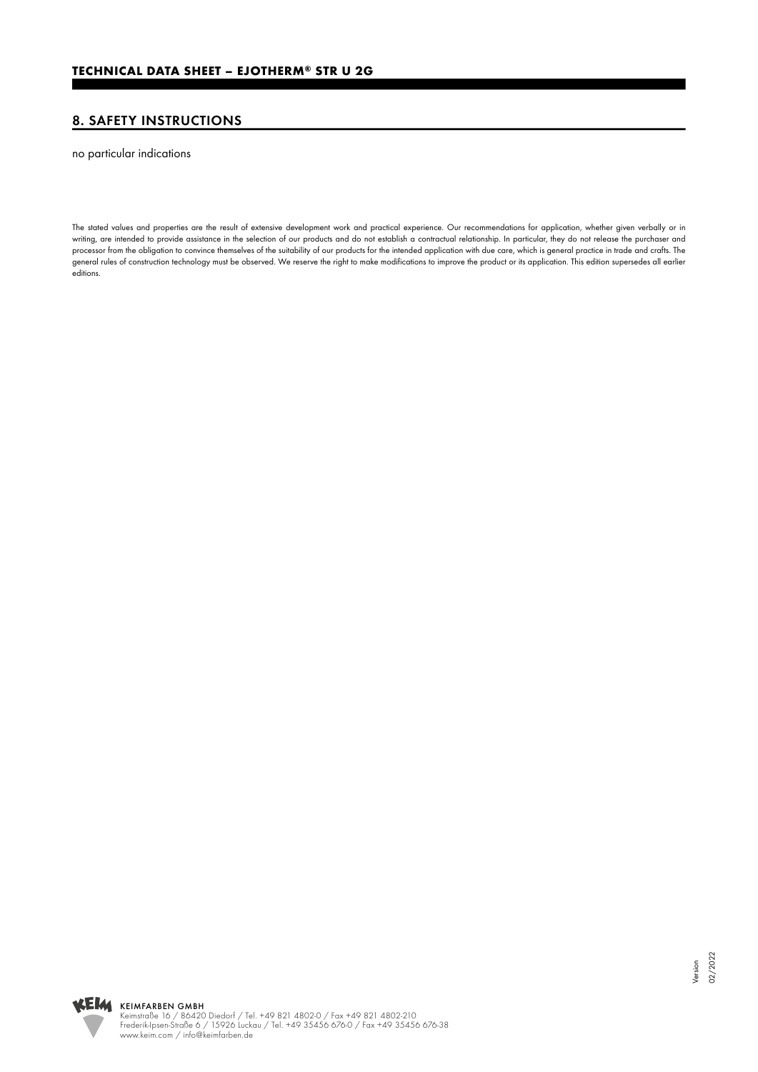## 8. SAFETY INSTRUCTIONS

no particular indications

The stated values and properties are the result of extensive development work and practical experience. Our recommendations for application, whether given verbally or in writing, are intended to provide assistance in the selection of our products and do not establish a contractual relationship. In particular, they do not release the purchaser and processor from the obligation to convince themselves of the suitability of our products for the intended application with due care, which is general practice in trade and crafts. The general rules of construction technology must be observed. We reserve the right to make modifications to improve the product or its application. This edition supersedes all earlier editions.

KEIMFARBEN GMBH
Keimstraße 16 / 86420 Diedorf / Tel. +49 821 4802-0 / Fax +49 821 4802-210
Frederik-Ipsen-Straße 6 / 15926 Luckau / Tel. +49 35456 676-0 / Fax +49 35456 676-38
www.keim.com / info@keimfarben.de

Version 02/2022